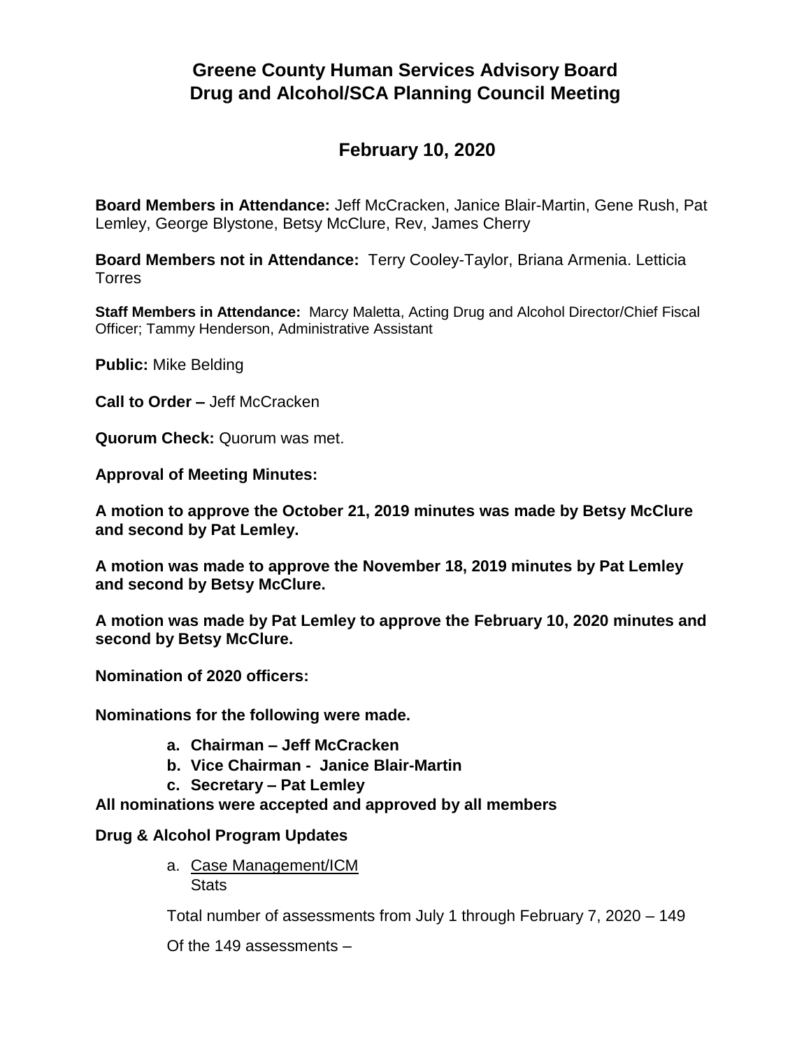# Greene County Human Services Advisory Board
# Drug and Alcohol/SCA Planning Council Meeting

## February 10, 2020

**Board Members in Attendance:** Jeff McCracken, Janice Blair-Martin, Gene Rush, Pat Lemley, George Blystone, Betsy McClure, Rev, James Cherry

**Board Members not in Attendance:** Terry Cooley-Taylor, Briana Armenia. Letticia Torres

**Staff Members in Attendance:** Marcy Maletta, Acting Drug and Alcohol Director/Chief Fiscal Officer; Tammy Henderson, Administrative Assistant

**Public:** Mike Belding

**Call to Order –** Jeff McCracken

**Quorum Check:** Quorum was met.

**Approval of Meeting Minutes:**

**A motion to approve the October 21, 2019 minutes was made by Betsy McClure and second by Pat Lemley.**

**A motion was made to approve the November 18, 2019 minutes by Pat Lemley and second by Betsy McClure.**

**A motion was made by Pat Lemley to approve the February 10, 2020 minutes and second by Betsy McClure.**

**Nomination of 2020 officers:**

**Nominations for the following were made.**

- **a. Chairman – Jeff McCracken**
- **b. Vice Chairman - Janice Blair-Martin**
- **c. Secretary – Pat Lemley**

**All nominations were accepted and approved by all members**

**Drug & Alcohol Program Updates**

a. Case Management/ICM
   Stats

Total number of assessments from July 1 through February 7, 2020 – 149

Of the 149 assessments –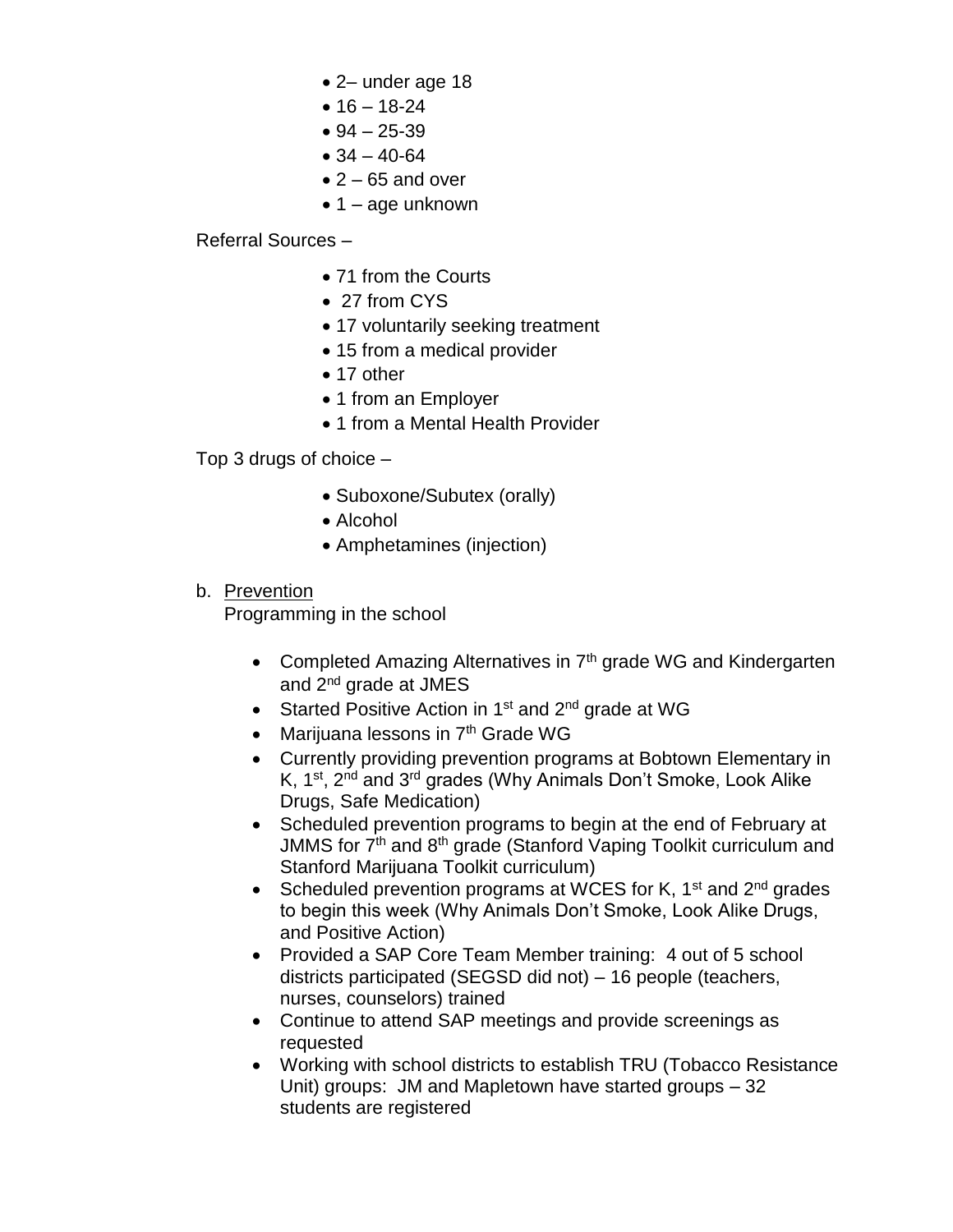- 2– under age 18
- 16 – 18-24
- 94 – 25-39
- 34 – 40-64
- 2 – 65 and over
- 1 – age unknown

Referral Sources –

- 71 from the Courts
- 27 from CYS
- 17 voluntarily seeking treatment
- 15 from a medical provider
- 17 other
- 1 from an Employer
- 1 from a Mental Health Provider

Top 3 drugs of choice –

- Suboxone/Subutex (orally)
- Alcohol
- Amphetamines (injection)

b. <u>Prevention</u>

Programming in the school

- Completed Amazing Alternatives in 7th grade WG and Kindergarten and 2nd grade at JMES
- Started Positive Action in 1st and 2nd grade at WG
- Marijuana lessons in 7th Grade WG
- Currently providing prevention programs at Bobtown Elementary in K, 1st, 2nd and 3rd grades (Why Animals Don't Smoke, Look Alike Drugs, Safe Medication)
- Scheduled prevention programs to begin at the end of February at JMMS for 7th and 8th grade (Stanford Vaping Toolkit curriculum and Stanford Marijuana Toolkit curriculum)
- Scheduled prevention programs at WCES for K, 1st and 2nd grades to begin this week (Why Animals Don't Smoke, Look Alike Drugs, and Positive Action)
- Provided a SAP Core Team Member training: 4 out of 5 school districts participated (SEGSD did not) – 16 people (teachers, nurses, counselors) trained
- Continue to attend SAP meetings and provide screenings as requested
- Working with school districts to establish TRU (Tobacco Resistance Unit) groups: JM and Mapletown have started groups – 32 students are registered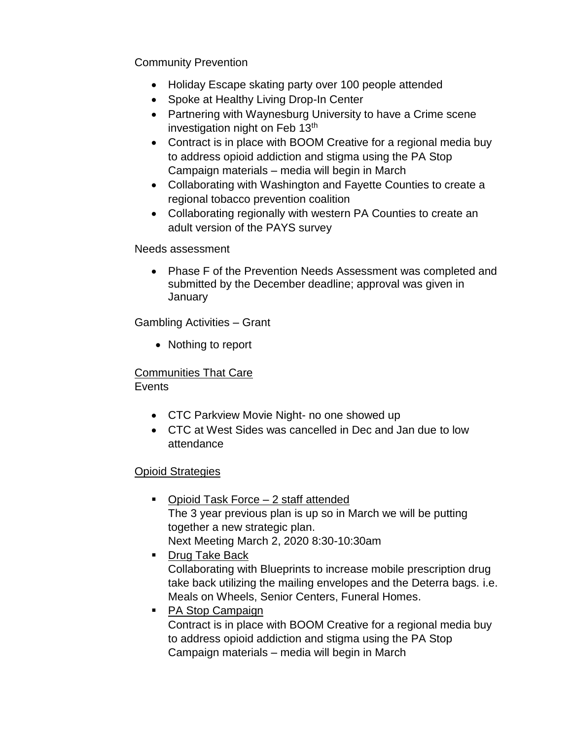Community Prevention

- Holiday Escape skating party over 100 people attended
- Spoke at Healthy Living Drop-In Center
- Partnering with Waynesburg University to have a Crime scene investigation night on Feb 13th
- Contract is in place with BOOM Creative for a regional media buy to address opioid addiction and stigma using the PA Stop Campaign materials – media will begin in March
- Collaborating with Washington and Fayette Counties to create a regional tobacco prevention coalition
- Collaborating regionally with western PA Counties to create an adult version of the PAYS survey

Needs assessment

- Phase F of the Prevention Needs Assessment was completed and submitted by the December deadline; approval was given in January

Gambling Activities – Grant

- Nothing to report

<u>Communities That Care</u>
Events

- CTC Parkview Movie Night- no one showed up
- CTC at West Sides was cancelled in Dec and Jan due to low attendance

<u>Opioid Strategies</u>

- <u>Opioid Task Force – 2 staff attended</u>
  The 3 year previous plan is up so in March we will be putting together a new strategic plan.
  Next Meeting March 2, 2020 8:30-10:30am
- <u>Drug Take Back</u>
  Collaborating with Blueprints to increase mobile prescription drug take back utilizing the mailing envelopes and the Deterra bags. i.e. Meals on Wheels, Senior Centers, Funeral Homes.
- <u>PA Stop Campaign</u>
  Contract is in place with BOOM Creative for a regional media buy to address opioid addiction and stigma using the PA Stop Campaign materials – media will begin in March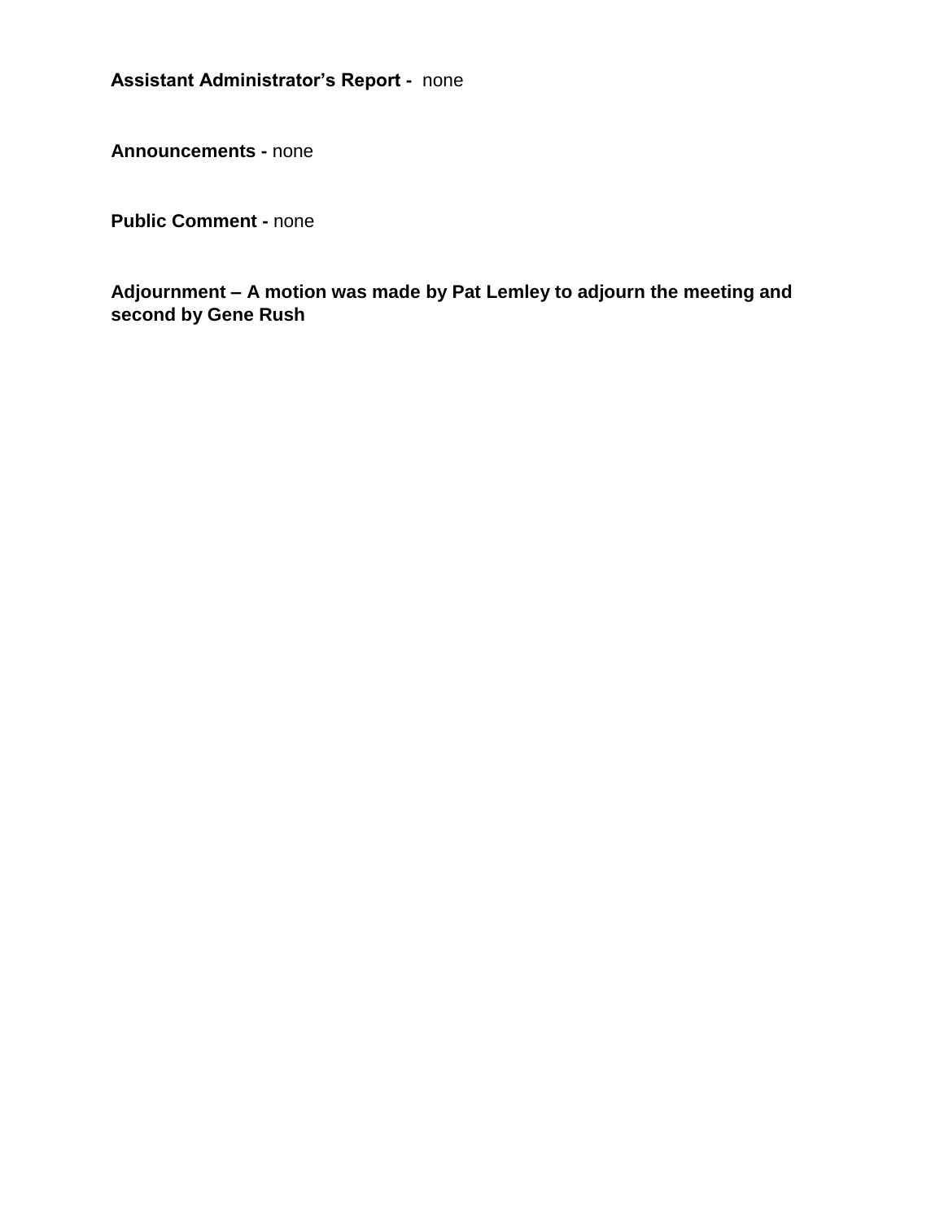**Assistant Administrator's Report -** none

**Announcements -** none

**Public Comment -** none

**Adjournment – A motion was made by Pat Lemley to adjourn the meeting and second by Gene Rush**